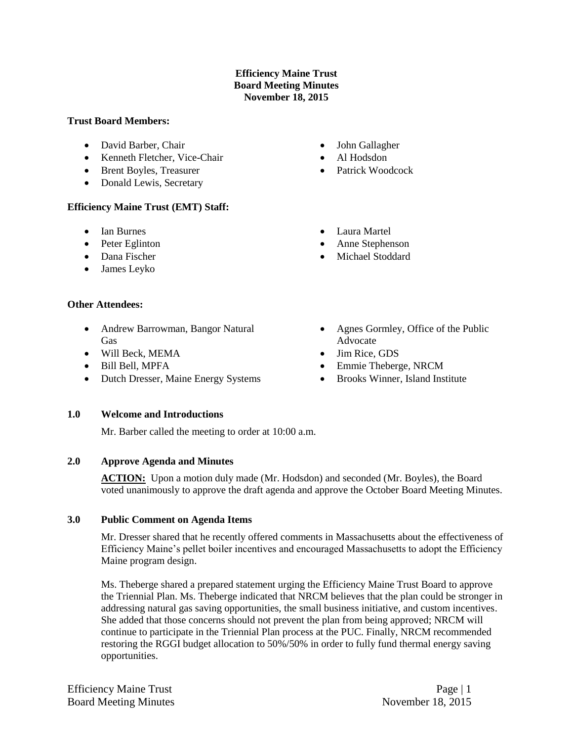# Efficiency Maine Trust
# Board Meeting Minutes
# November 18, 2015

**Trust Board Members:**

- David Barber, Chair
- Kenneth Fletcher, Vice-Chair
- Brent Boyles, Treasurer
- Donald Lewis, Secretary
- John Gallagher
- Al Hodsdon
- Patrick Woodcock

**Efficiency Maine Trust (EMT) Staff:**

- Ian Burnes
- Peter Eglinton
- Dana Fischer
- James Leyko
- Laura Martel
- Anne Stephenson
- Michael Stoddard

**Other Attendees:**

- Andrew Barrowman, Bangor Natural Gas
- Will Beck, MEMA
- Bill Bell, MPFA
- Dutch Dresser, Maine Energy Systems
- Agnes Gormley, Office of the Public Advocate
- Jim Rice, GDS
- Emmie Theberge, NRCM
- Brooks Winner, Island Institute

## 1.0 Welcome and Introductions

Mr. Barber called the meeting to order at 10:00 a.m.

## 2.0 Approve Agenda and Minutes

**ACTION:** Upon a motion duly made (Mr. Hodsdon) and seconded (Mr. Boyles), the Board voted unanimously to approve the draft agenda and approve the October Board Meeting Minutes.

## 3.0 Public Comment on Agenda Items

Mr. Dresser shared that he recently offered comments in Massachusetts about the effectiveness of Efficiency Maine's pellet boiler incentives and encouraged Massachusetts to adopt the Efficiency Maine program design.

Ms. Theberge shared a prepared statement urging the Efficiency Maine Trust Board to approve the Triennial Plan. Ms. Theberge indicated that NRCM believes that the plan could be stronger in addressing natural gas saving opportunities, the small business initiative, and custom incentives. She added that those concerns should not prevent the plan from being approved; NRCM will continue to participate in the Triennial Plan process at the PUC. Finally, NRCM recommended restoring the RGGI budget allocation to 50%/50% in order to fully fund thermal energy saving opportunities.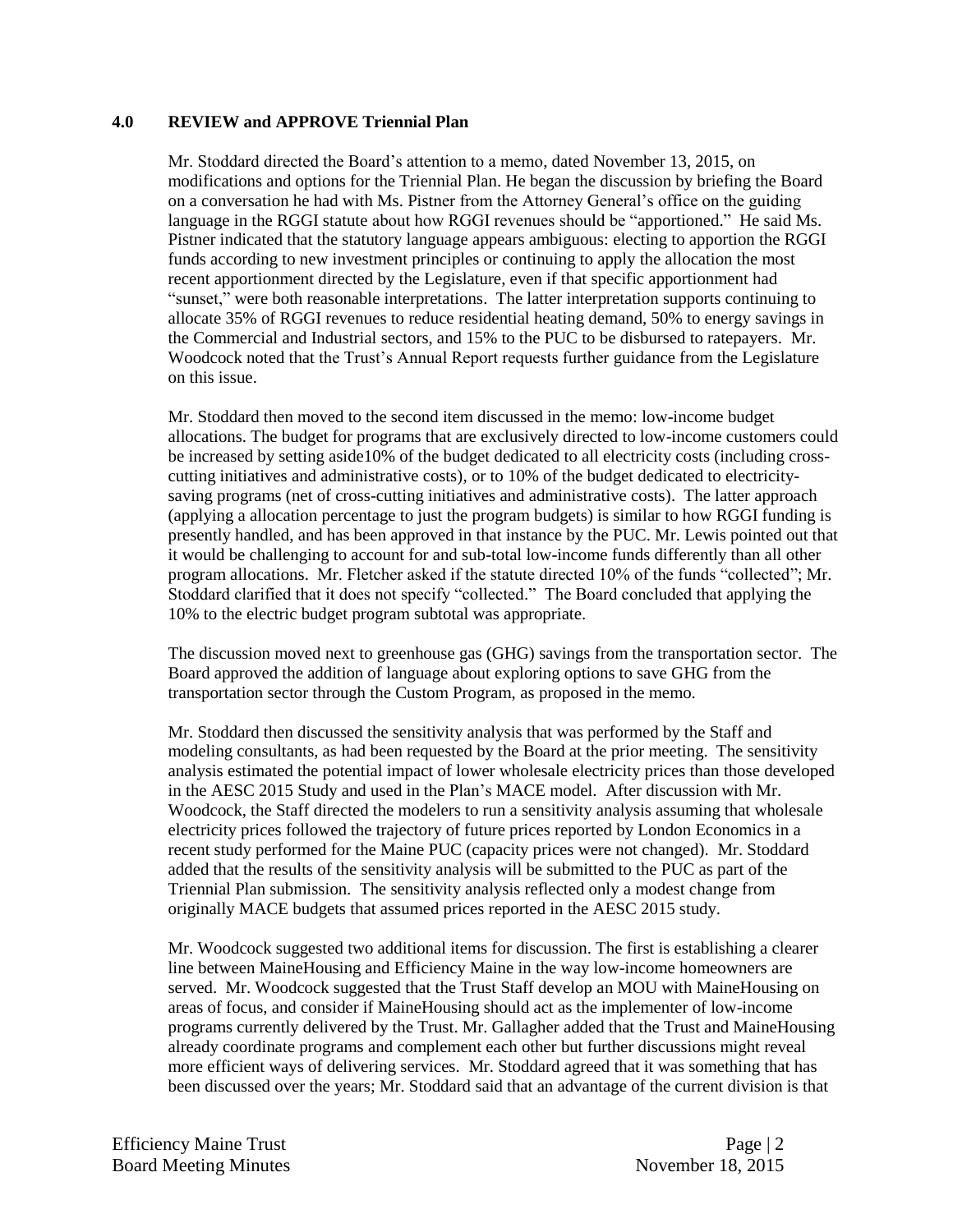## 4.0 REVIEW and APPROVE Triennial Plan

Mr. Stoddard directed the Board's attention to a memo, dated November 13, 2015, on modifications and options for the Triennial Plan. He began the discussion by briefing the Board on a conversation he had with Ms. Pistner from the Attorney General's office on the guiding language in the RGGI statute about how RGGI revenues should be "apportioned." He said Ms. Pistner indicated that the statutory language appears ambiguous: electing to apportion the RGGI funds according to new investment principles or continuing to apply the allocation the most recent apportionment directed by the Legislature, even if that specific apportionment had "sunset," were both reasonable interpretations. The latter interpretation supports continuing to allocate 35% of RGGI revenues to reduce residential heating demand, 50% to energy savings in the Commercial and Industrial sectors, and 15% to the PUC to be disbursed to ratepayers. Mr. Woodcock noted that the Trust's Annual Report requests further guidance from the Legislature on this issue.

Mr. Stoddard then moved to the second item discussed in the memo: low-income budget allocations. The budget for programs that are exclusively directed to low-income customers could be increased by setting aside10% of the budget dedicated to all electricity costs (including cross-cutting initiatives and administrative costs), or to 10% of the budget dedicated to electricity-saving programs (net of cross-cutting initiatives and administrative costs). The latter approach (applying a allocation percentage to just the program budgets) is similar to how RGGI funding is presently handled, and has been approved in that instance by the PUC. Mr. Lewis pointed out that it would be challenging to account for and sub-total low-income funds differently than all other program allocations. Mr. Fletcher asked if the statute directed 10% of the funds "collected"; Mr. Stoddard clarified that it does not specify "collected." The Board concluded that applying the 10% to the electric budget program subtotal was appropriate.

The discussion moved next to greenhouse gas (GHG) savings from the transportation sector. The Board approved the addition of language about exploring options to save GHG from the transportation sector through the Custom Program, as proposed in the memo.

Mr. Stoddard then discussed the sensitivity analysis that was performed by the Staff and modeling consultants, as had been requested by the Board at the prior meeting. The sensitivity analysis estimated the potential impact of lower wholesale electricity prices than those developed in the AESC 2015 Study and used in the Plan's MACE model. After discussion with Mr. Woodcock, the Staff directed the modelers to run a sensitivity analysis assuming that wholesale electricity prices followed the trajectory of future prices reported by London Economics in a recent study performed for the Maine PUC (capacity prices were not changed). Mr. Stoddard added that the results of the sensitivity analysis will be submitted to the PUC as part of the Triennial Plan submission. The sensitivity analysis reflected only a modest change from originally MACE budgets that assumed prices reported in the AESC 2015 study.

Mr. Woodcock suggested two additional items for discussion. The first is establishing a clearer line between MaineHousing and Efficiency Maine in the way low-income homeowners are served. Mr. Woodcock suggested that the Trust Staff develop an MOU with MaineHousing on areas of focus, and consider if MaineHousing should act as the implementer of low-income programs currently delivered by the Trust. Mr. Gallagher added that the Trust and MaineHousing already coordinate programs and complement each other but further discussions might reveal more efficient ways of delivering services. Mr. Stoddard agreed that it was something that has been discussed over the years; Mr. Stoddard said that an advantage of the current division is that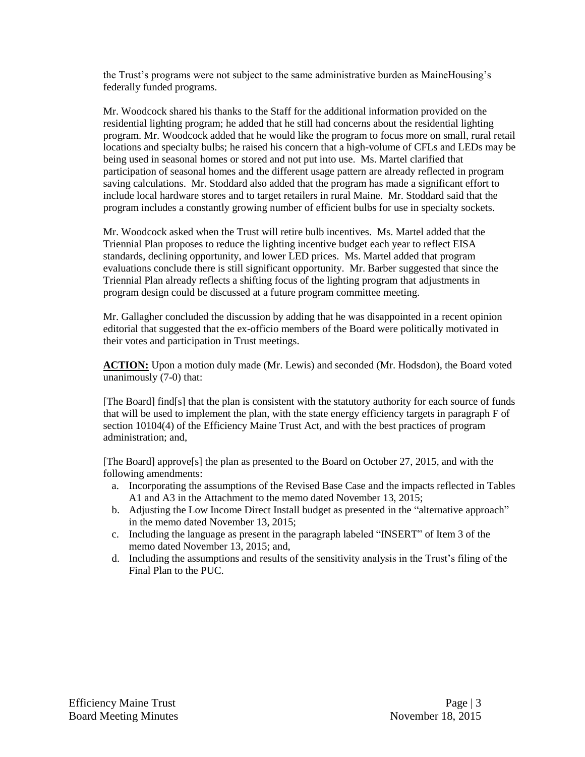the Trust's programs were not subject to the same administrative burden as MaineHousing's federally funded programs.

Mr. Woodcock shared his thanks to the Staff for the additional information provided on the residential lighting program; he added that he still had concerns about the residential lighting program. Mr. Woodcock added that he would like the program to focus more on small, rural retail locations and specialty bulbs; he raised his concern that a high-volume of CFLs and LEDs may be being used in seasonal homes or stored and not put into use. Ms. Martel clarified that participation of seasonal homes and the different usage pattern are already reflected in program saving calculations. Mr. Stoddard also added that the program has made a significant effort to include local hardware stores and to target retailers in rural Maine. Mr. Stoddard said that the program includes a constantly growing number of efficient bulbs for use in specialty sockets.

Mr. Woodcock asked when the Trust will retire bulb incentives. Ms. Martel added that the Triennial Plan proposes to reduce the lighting incentive budget each year to reflect EISA standards, declining opportunity, and lower LED prices. Ms. Martel added that program evaluations conclude there is still significant opportunity. Mr. Barber suggested that since the Triennial Plan already reflects a shifting focus of the lighting program that adjustments in program design could be discussed at a future program committee meeting.

Mr. Gallagher concluded the discussion by adding that he was disappointed in a recent opinion editorial that suggested that the ex-officio members of the Board were politically motivated in their votes and participation in Trust meetings.

**ACTION:** Upon a motion duly made (Mr. Lewis) and seconded (Mr. Hodsdon), the Board voted unanimously (7-0) that:

[The Board] find[s] that the plan is consistent with the statutory authority for each source of funds that will be used to implement the plan, with the state energy efficiency targets in paragraph F of section 10104(4) of the Efficiency Maine Trust Act, and with the best practices of program administration; and,

[The Board] approve[s] the plan as presented to the Board on October 27, 2015, and with the following amendments:

a. Incorporating the assumptions of the Revised Base Case and the impacts reflected in Tables A1 and A3 in the Attachment to the memo dated November 13, 2015;
b. Adjusting the Low Income Direct Install budget as presented in the "alternative approach" in the memo dated November 13, 2015;
c. Including the language as present in the paragraph labeled "INSERT" of Item 3 of the memo dated November 13, 2015; and,
d. Including the assumptions and results of the sensitivity analysis in the Trust's filing of the Final Plan to the PUC.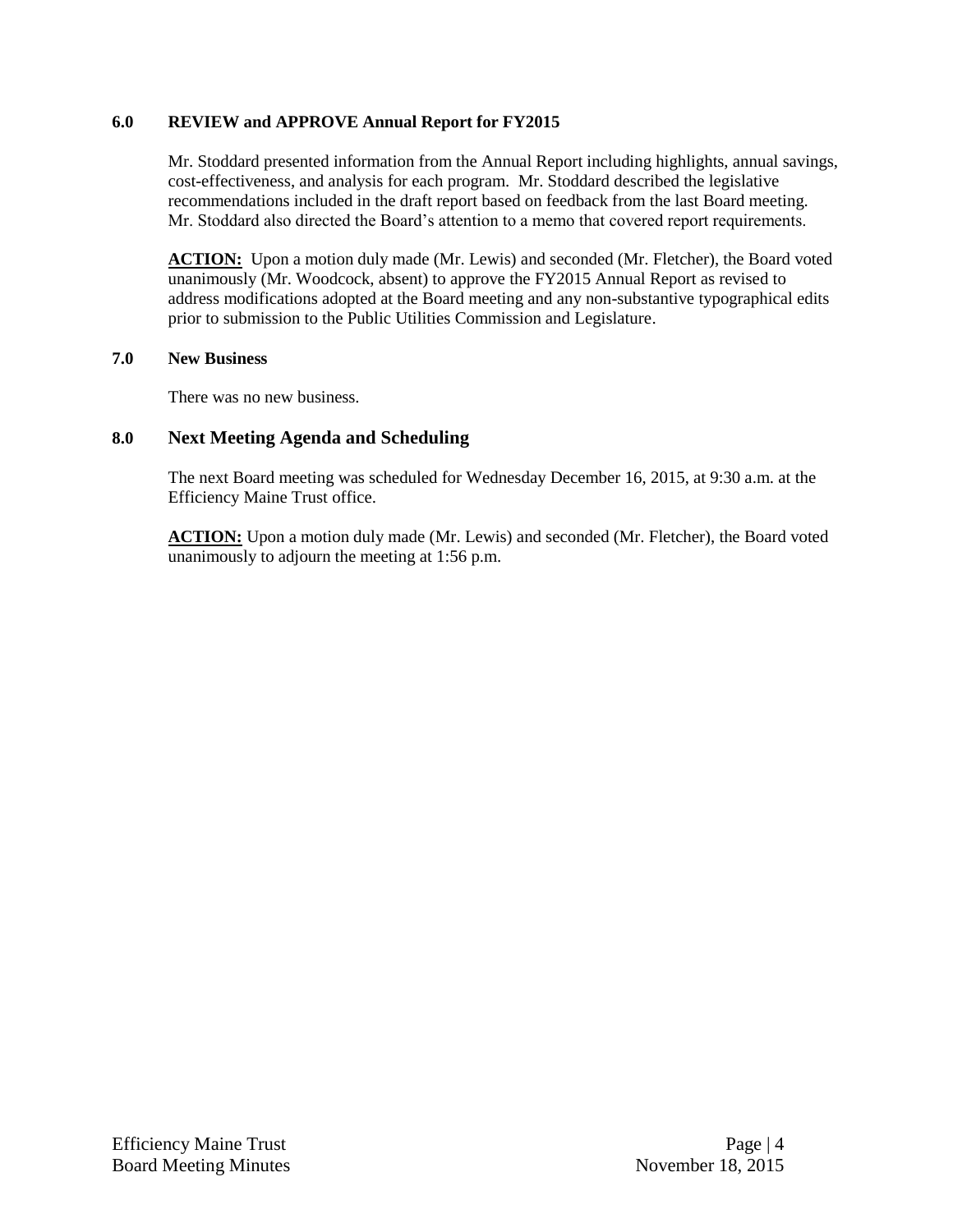## 6.0 REVIEW and APPROVE Annual Report for FY2015

Mr. Stoddard presented information from the Annual Report including highlights, annual savings, cost-effectiveness, and analysis for each program. Mr. Stoddard described the legislative recommendations included in the draft report based on feedback from the last Board meeting. Mr. Stoddard also directed the Board's attention to a memo that covered report requirements.

**ACTION:** Upon a motion duly made (Mr. Lewis) and seconded (Mr. Fletcher), the Board voted unanimously (Mr. Woodcock, absent) to approve the FY2015 Annual Report as revised to address modifications adopted at the Board meeting and any non-substantive typographical edits prior to submission to the Public Utilities Commission and Legislature.

## 7.0 New Business

There was no new business.

## 8.0 Next Meeting Agenda and Scheduling

The next Board meeting was scheduled for Wednesday December 16, 2015, at 9:30 a.m. at the Efficiency Maine Trust office.

**ACTION:** Upon a motion duly made (Mr. Lewis) and seconded (Mr. Fletcher), the Board voted unanimously to adjourn the meeting at 1:56 p.m.